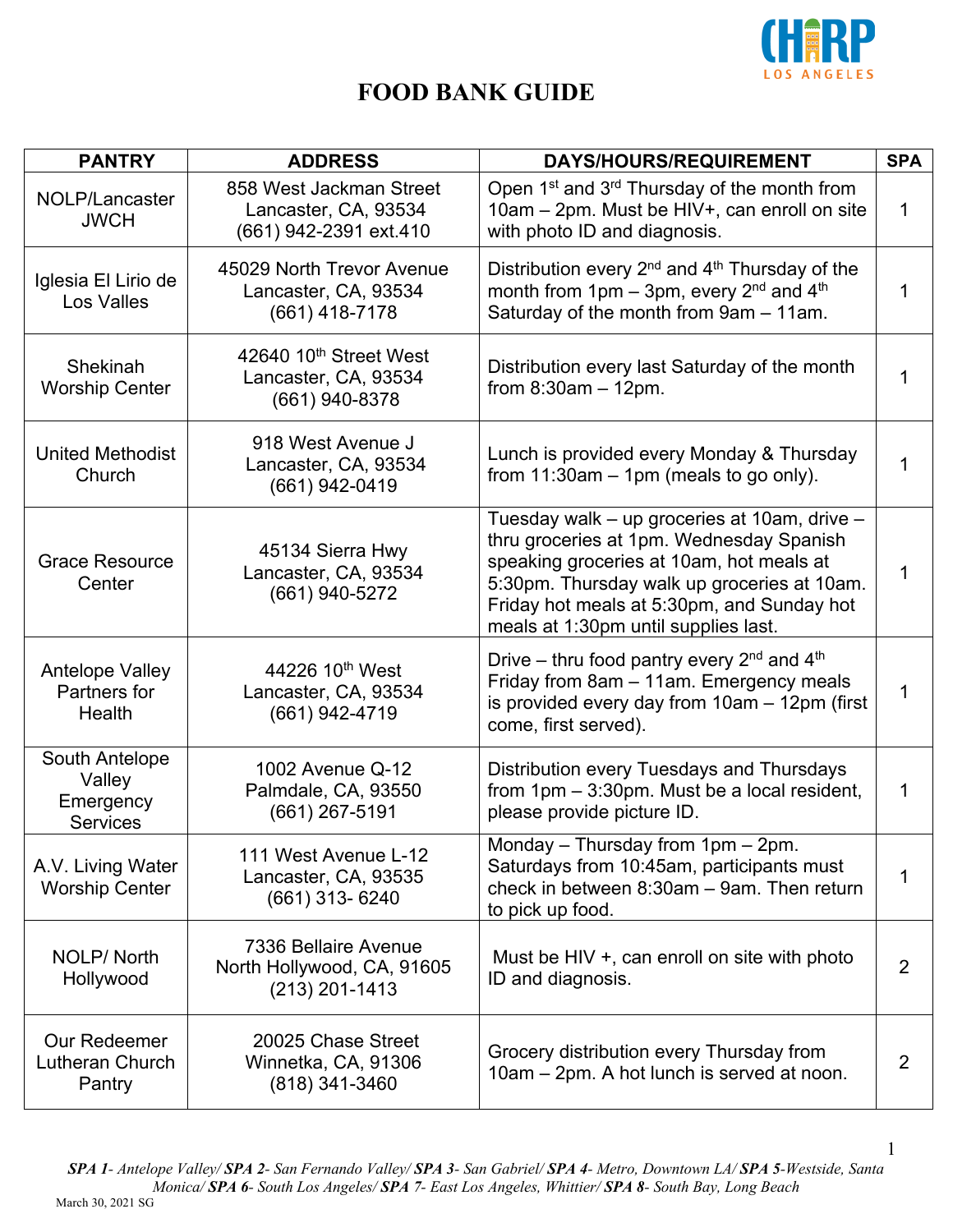# FOOD BANK GUIDE

| PANTRY | ADDRESS | DAYS/HOURS/REQUIREMENT | SPA |
|---|---|---|---|
| NOLP/Lancaster JWCH | 858 West Jackman Street Lancaster, CA, 93534 (661) 942-2391 ext.410 | Open 1st and 3rd Thursday of the month from 10am – 2pm. Must be HIV+, can enroll on site with photo ID and diagnosis. | 1 |
| Iglesia El Lirio de Los Valles | 45029 North Trevor Avenue Lancaster, CA, 93534 (661) 418-7178 | Distribution every 2nd and 4th Thursday of the month from 1pm – 3pm, every 2nd and 4th Saturday of the month from 9am – 11am. | 1 |
| Shekinah Worship Center | 42640 10th Street West Lancaster, CA, 93534 (661) 940-8378 | Distribution every last Saturday of the month from 8:30am – 12pm. | 1 |
| United Methodist Church | 918 West Avenue J Lancaster, CA, 93534 (661) 942-0419 | Lunch is provided every Monday & Thursday from 11:30am – 1pm (meals to go only). | 1 |
| Grace Resource Center | 45134 Sierra Hwy Lancaster, CA, 93534 (661) 940-5272 | Tuesday walk – up groceries at 10am, drive – thru groceries at 1pm. Wednesday Spanish speaking groceries at 10am, hot meals at 5:30pm. Thursday walk up groceries at 10am. Friday hot meals at 5:30pm, and Sunday hot meals at 1:30pm until supplies last. | 1 |
| Antelope Valley Partners for Health | 44226 10th West Lancaster, CA, 93534 (661) 942-4719 | Drive – thru food pantry every 2nd and 4th Friday from 8am – 11am. Emergency meals is provided every day from 10am – 12pm (first come, first served). | 1 |
| South Antelope Valley Emergency Services | 1002 Avenue Q-12 Palmdale, CA, 93550 (661) 267-5191 | Distribution every Tuesdays and Thursdays from 1pm – 3:30pm. Must be a local resident, please provide picture ID. | 1 |
| A.V. Living Water Worship Center | 111 West Avenue L-12 Lancaster, CA, 93535 (661) 313- 6240 | Monday – Thursday from 1pm – 2pm. Saturdays from 10:45am, participants must check in between 8:30am – 9am. Then return to pick up food. | 1 |
| NOLP/ North Hollywood | 7336 Bellaire Avenue North Hollywood, CA, 91605 (213) 201-1413 | Must be HIV +, can enroll on site with photo ID and diagnosis. | 2 |
| Our Redeemer Lutheran Church Pantry | 20025 Chase Street Winnetka, CA, 91306 (818) 341-3460 | Grocery distribution every Thursday from 10am – 2pm. A hot lunch is served at noon. | 2 |

***SPA 1**- Antelope Valley/ **SPA 2**- San Fernando Valley/ **SPA 3**- San Gabriel/ **SPA 4**- Metro, Downtown LA/ **SPA 5**-Westside, Santa Monica/ **SPA 6**- South Los Angeles/ **SPA 7**- East Los Angeles, Whittier/ **SPA 8**- South Bay, Long Beach*

March 30, 2021 SG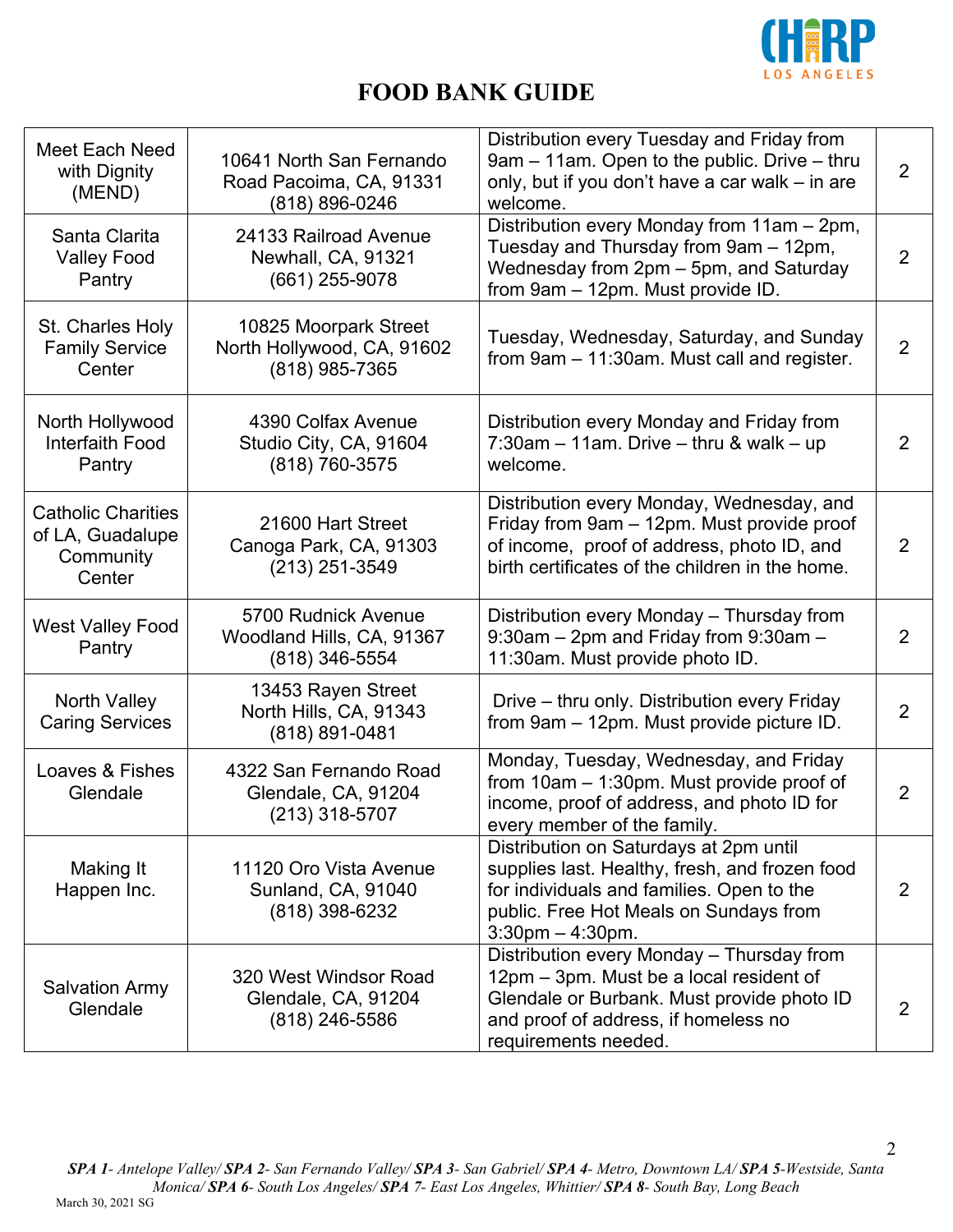# FOOD BANK GUIDE

| | | | |
|---|---|---|---|
| Meet Each Need with Dignity (MEND) | 10641 North San Fernando Road Pacoima, CA, 91331 (818) 896-0246 | Distribution every Tuesday and Friday from 9am – 11am. Open to the public. Drive – thru only, but if you don't have a car walk – in are welcome. | 2 |
| Santa Clarita Valley Food Pantry | 24133 Railroad Avenue Newhall, CA, 91321 (661) 255-9078 | Distribution every Monday from 11am – 2pm, Tuesday and Thursday from 9am – 12pm, Wednesday from 2pm – 5pm, and Saturday from 9am – 12pm. Must provide ID. | 2 |
| St. Charles Holy Family Service Center | 10825 Moorpark Street North Hollywood, CA, 91602 (818) 985-7365 | Tuesday, Wednesday, Saturday, and Sunday from 9am – 11:30am. Must call and register. | 2 |
| North Hollywood Interfaith Food Pantry | 4390 Colfax Avenue Studio City, CA, 91604 (818) 760-3575 | Distribution every Monday and Friday from 7:30am – 11am. Drive – thru & walk – up welcome. | 2 |
| Catholic Charities of LA, Guadalupe Community Center | 21600 Hart Street Canoga Park, CA, 91303 (213) 251-3549 | Distribution every Monday, Wednesday, and Friday from 9am – 12pm. Must provide proof of income, proof of address, photo ID, and birth certificates of the children in the home. | 2 |
| West Valley Food Pantry | 5700 Rudnick Avenue Woodland Hills, CA, 91367 (818) 346-5554 | Distribution every Monday – Thursday from 9:30am – 2pm and Friday from 9:30am – 11:30am. Must provide photo ID. | 2 |
| North Valley Caring Services | 13453 Rayen Street North Hills, CA, 91343 (818) 891-0481 | Drive – thru only. Distribution every Friday from 9am – 12pm. Must provide picture ID. | 2 |
| Loaves & Fishes Glendale | 4322 San Fernando Road Glendale, CA, 91204 (213) 318-5707 | Monday, Tuesday, Wednesday, and Friday from 10am – 1:30pm. Must provide proof of income, proof of address, and photo ID for every member of the family. | 2 |
| Making It Happen Inc. | 11120 Oro Vista Avenue Sunland, CA, 91040 (818) 398-6232 | Distribution on Saturdays at 2pm until supplies last. Healthy, fresh, and frozen food for individuals and families. Open to the public. Free Hot Meals on Sundays from 3:30pm – 4:30pm. | 2 |
| Salvation Army Glendale | 320 West Windsor Road Glendale, CA, 91204 (818) 246-5586 | Distribution every Monday – Thursday from 12pm – 3pm. Must be a local resident of Glendale or Burbank. Must provide photo ID and proof of address, if homeless no requirements needed. | 2 |

***SPA 1**- Antelope Valley/ **SPA 2**- San Fernando Valley/ **SPA 3**- San Gabriel/ **SPA 4**- Metro, Downtown LA/ **SPA 5**-Westside, Santa Monica/ **SPA 6**- South Los Angeles/ **SPA 7**- East Los Angeles, Whittier/ **SPA 8**- South Bay, Long Beach*

March 30, 2021 SG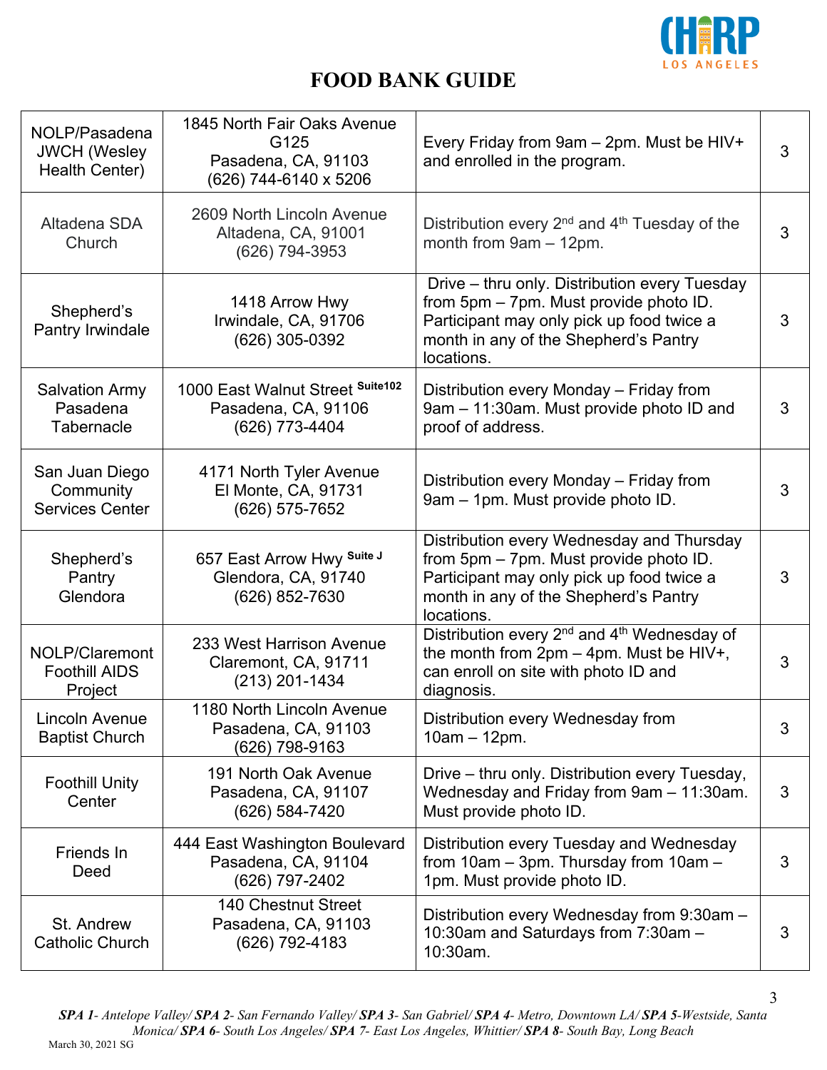# FOOD BANK GUIDE

| | | | |
|---|---|---|---|
| NOLP/Pasadena JWCH (Wesley Health Center) | 1845 North Fair Oaks Avenue G125<br>Pasadena, CA, 91103<br>(626) 744-6140 x 5206 | Every Friday from 9am – 2pm. Must be HIV+ and enrolled in the program. | 3 |
| Altadena SDA Church | 2609 North Lincoln Avenue<br>Altadena, CA, 91001<br>(626) 794-3953 | Distribution every 2nd and 4th Tuesday of the month from 9am – 12pm. | 3 |
| Shepherd's Pantry Irwindale | 1418 Arrow Hwy<br>Irwindale, CA, 91706<br>(626) 305-0392 | Drive – thru only. Distribution every Tuesday from 5pm – 7pm. Must provide photo ID. Participant may only pick up food twice a month in any of the Shepherd's Pantry locations. | 3 |
| Salvation Army Pasadena Tabernacle | 1000 East Walnut Street Suite102<br>Pasadena, CA, 91106<br>(626) 773-4404 | Distribution every Monday – Friday from 9am – 11:30am. Must provide photo ID and proof of address. | 3 |
| San Juan Diego Community Services Center | 4171 North Tyler Avenue<br>El Monte, CA, 91731<br>(626) 575-7652 | Distribution every Monday – Friday from 9am – 1pm. Must provide photo ID. | 3 |
| Shepherd's Pantry Glendora | 657 East Arrow Hwy Suite J<br>Glendora, CA, 91740<br>(626) 852-7630 | Distribution every Wednesday and Thursday from 5pm – 7pm. Must provide photo ID. Participant may only pick up food twice a month in any of the Shepherd's Pantry locations. | 3 |
| NOLP/Claremont Foothill AIDS Project | 233 West Harrison Avenue<br>Claremont, CA, 91711<br>(213) 201-1434 | Distribution every 2nd and 4th Wednesday of the month from 2pm – 4pm. Must be HIV+, can enroll on site with photo ID and diagnosis. | 3 |
| Lincoln Avenue Baptist Church | 1180 North Lincoln Avenue<br>Pasadena, CA, 91103<br>(626) 798-9163 | Distribution every Wednesday from 10am – 12pm. | 3 |
| Foothill Unity Center | 191 North Oak Avenue<br>Pasadena, CA, 91107<br>(626) 584-7420 | Drive – thru only. Distribution every Tuesday, Wednesday and Friday from 9am – 11:30am. Must provide photo ID. | 3 |
| Friends In Deed | 444 East Washington Boulevard<br>Pasadena, CA, 91104<br>(626) 797-2402 | Distribution every Tuesday and Wednesday from 10am – 3pm. Thursday from 10am – 1pm. Must provide photo ID. | 3 |
| St. Andrew Catholic Church | 140 Chestnut Street<br>Pasadena, CA, 91103<br>(626) 792-4183 | Distribution every Wednesday from 9:30am – 10:30am and Saturdays from 7:30am – 10:30am. | 3 |

***SPA 1**- Antelope Valley/ **SPA 2**- San Fernando Valley/ **SPA 3**- San Gabriel/ **SPA 4**- Metro, Downtown LA/ **SPA 5**-Westside, Santa Monica/ **SPA 6**- South Los Angeles/ **SPA 7**- East Los Angeles, Whittier/ **SPA 8**- South Bay, Long Beach*

March 30, 2021 SG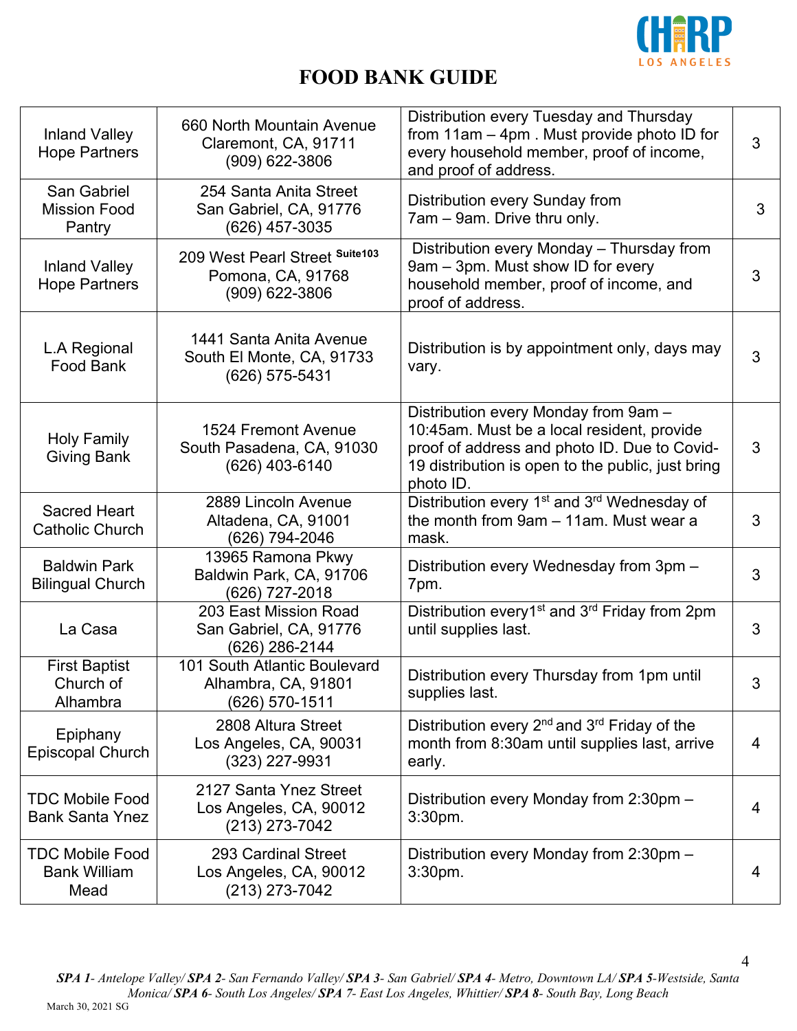# FOOD BANK GUIDE

| | | | |
|---|---|---|---|
| Inland Valley Hope Partners | 660 North Mountain Avenue Claremont, CA, 91711 (909) 622-3806 | Distribution every Tuesday and Thursday from 11am – 4pm . Must provide photo ID for every household member, proof of income, and proof of address. | 3 |
| San Gabriel Mission Food Pantry | 254 Santa Anita Street San Gabriel, CA, 91776 (626) 457-3035 | Distribution every Sunday from 7am – 9am. Drive thru only. | 3 |
| Inland Valley Hope Partners | 209 West Pearl Street Suite103 Pomona, CA, 91768 (909) 622-3806 | Distribution every Monday – Thursday from 9am – 3pm. Must show ID for every household member, proof of income, and proof of address. | 3 |
| L.A Regional Food Bank | 1441 Santa Anita Avenue South El Monte, CA, 91733 (626) 575-5431 | Distribution is by appointment only, days may vary. | 3 |
| Holy Family Giving Bank | 1524 Fremont Avenue South Pasadena, CA, 91030 (626) 403-6140 | Distribution every Monday from 9am – 10:45am. Must be a local resident, provide proof of address and photo ID. Due to Covid-19 distribution is open to the public, just bring photo ID. | 3 |
| Sacred Heart Catholic Church | 2889 Lincoln Avenue Altadena, CA, 91001 (626) 794-2046 | Distribution every 1st and 3rd Wednesday of the month from 9am – 11am. Must wear a mask. | 3 |
| Baldwin Park Bilingual Church | 13965 Ramona Pkwy Baldwin Park, CA, 91706 (626) 727-2018 | Distribution every Wednesday from 3pm – 7pm. | 3 |
| La Casa | 203 East Mission Road San Gabriel, CA, 91776 (626) 286-2144 | Distribution every1st and 3rd Friday from 2pm until supplies last. | 3 |
| First Baptist Church of Alhambra | 101 South Atlantic Boulevard Alhambra, CA, 91801 (626) 570-1511 | Distribution every Thursday from 1pm until supplies last. | 3 |
| Epiphany Episcopal Church | 2808 Altura Street Los Angeles, CA, 90031 (323) 227-9931 | Distribution every 2nd and 3rd Friday of the month from 8:30am until supplies last, arrive early. | 4 |
| TDC Mobile Food Bank Santa Ynez | 2127 Santa Ynez Street Los Angeles, CA, 90012 (213) 273-7042 | Distribution every Monday from 2:30pm – 3:30pm. | 4 |
| TDC Mobile Food Bank William Mead | 293 Cardinal Street Los Angeles, CA, 90012 (213) 273-7042 | Distribution every Monday from 2:30pm – 3:30pm. | 4 |

***SPA 1**- Antelope Valley/ **SPA 2**- San Fernando Valley/ **SPA 3**- San Gabriel/ **SPA 4**- Metro, Downtown LA/ **SPA 5**-Westside, Santa Monica/ **SPA 6**- South Los Angeles/ **SPA 7**- East Los Angeles, Whittier/ **SPA 8**- South Bay, Long Beach*

March 30, 2021 SG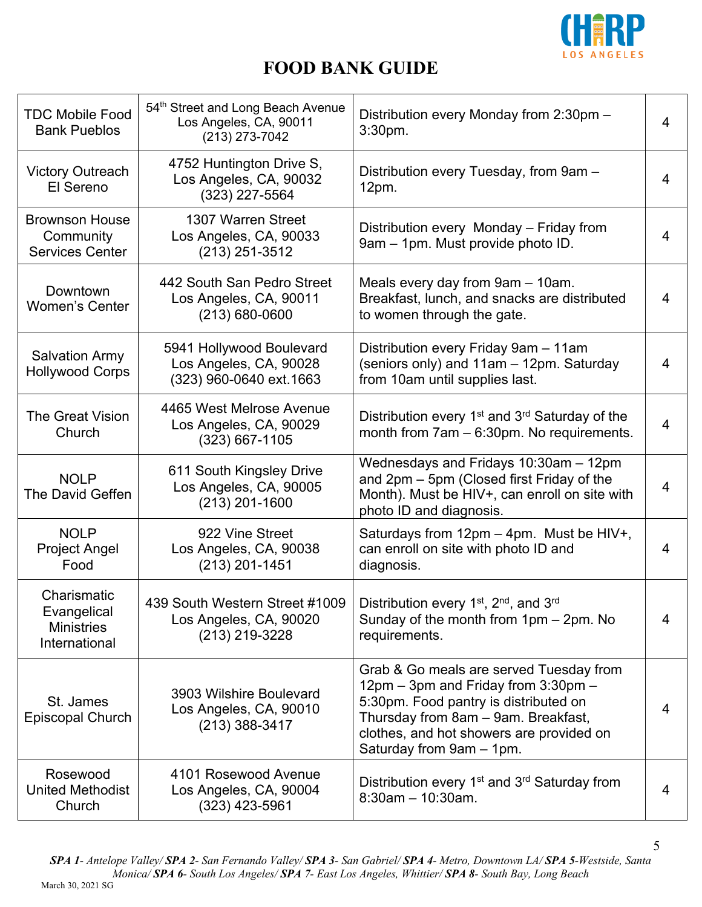# FOOD BANK GUIDE

| | | | |
|---|---|---|---|
| TDC Mobile Food Bank Pueblos | 54th Street and Long Beach Avenue<br>Los Angeles, CA, 90011<br>(213) 273-7042 | Distribution every Monday from 2:30pm – 3:30pm. | 4 |
| Victory Outreach El Sereno | 4752 Huntington Drive S,<br>Los Angeles, CA, 90032<br>(323) 227-5564 | Distribution every Tuesday, from 9am – 12pm. | 4 |
| Brownson House Community Services Center | 1307 Warren Street<br>Los Angeles, CA, 90033<br>(213) 251-3512 | Distribution every Monday – Friday from 9am – 1pm. Must provide photo ID. | 4 |
| Downtown Women's Center | 442 South San Pedro Street<br>Los Angeles, CA, 90011<br>(213) 680-0600 | Meals every day from 9am – 10am. Breakfast, lunch, and snacks are distributed to women through the gate. | 4 |
| Salvation Army Hollywood Corps | 5941 Hollywood Boulevard<br>Los Angeles, CA, 90028<br>(323) 960-0640 ext.1663 | Distribution every Friday 9am – 11am (seniors only) and 11am – 12pm. Saturday from 10am until supplies last. | 4 |
| The Great Vision Church | 4465 West Melrose Avenue<br>Los Angeles, CA, 90029<br>(323) 667-1105 | Distribution every 1st and 3rd Saturday of the month from 7am – 6:30pm. No requirements. | 4 |
| NOLP The David Geffen | 611 South Kingsley Drive<br>Los Angeles, CA, 90005<br>(213) 201-1600 | Wednesdays and Fridays 10:30am – 12pm and 2pm – 5pm (Closed first Friday of the Month). Must be HIV+, can enroll on site with photo ID and diagnosis. | 4 |
| NOLP Project Angel Food | 922 Vine Street<br>Los Angeles, CA, 90038<br>(213) 201-1451 | Saturdays from 12pm – 4pm. Must be HIV+, can enroll on site with photo ID and diagnosis. | 4 |
| Charismatic Evangelical Ministries International | 439 South Western Street #1009<br>Los Angeles, CA, 90020<br>(213) 219-3228 | Distribution every 1st, 2nd, and 3rd Sunday of the month from 1pm – 2pm. No requirements. | 4 |
| St. James Episcopal Church | 3903 Wilshire Boulevard<br>Los Angeles, CA, 90010<br>(213) 388-3417 | Grab & Go meals are served Tuesday from 12pm – 3pm and Friday from 3:30pm – 5:30pm. Food pantry is distributed on Thursday from 8am – 9am. Breakfast, clothes, and hot showers are provided on Saturday from 9am – 1pm. | 4 |
| Rosewood United Methodist Church | 4101 Rosewood Avenue<br>Los Angeles, CA, 90004<br>(323) 423-5961 | Distribution every 1st and 3rd Saturday from 8:30am – 10:30am. | 4 |

***SPA 1**- Antelope Valley/ **SPA 2**- San Fernando Valley/ **SPA 3**- San Gabriel/ **SPA 4**- Metro, Downtown LA/ **SPA 5**-Westside, Santa Monica/ **SPA 6**- South Los Angeles/ **SPA 7**- East Los Angeles, Whittier/ **SPA 8**- South Bay, Long Beach*

March 30, 2021 SG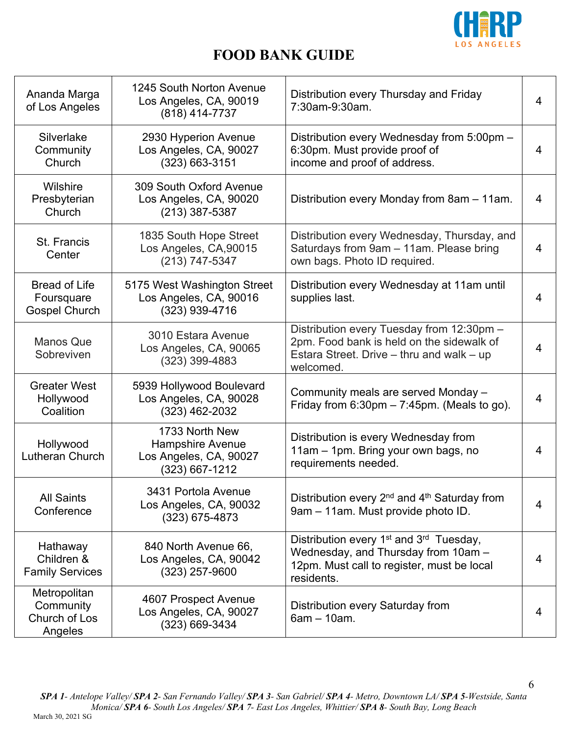# FOOD BANK GUIDE

| | | | |
|---|---|---|---|
| Ananda Marga of Los Angeles | 1245 South Norton Avenue Los Angeles, CA, 90019 (818) 414-7737 | Distribution every Thursday and Friday 7:30am-9:30am. | 4 |
| Silverlake Community Church | 2930 Hyperion Avenue Los Angeles, CA, 90027 (323) 663-3151 | Distribution every Wednesday from 5:00pm – 6:30pm. Must provide proof of income and proof of address. | 4 |
| Wilshire Presbyterian Church | 309 South Oxford Avenue Los Angeles, CA, 90020 (213) 387-5387 | Distribution every Monday from 8am – 11am. | 4 |
| St. Francis Center | 1835 South Hope Street Los Angeles, CA,90015 (213) 747-5347 | Distribution every Wednesday, Thursday, and Saturdays from 9am – 11am. Please bring own bags. Photo ID required. | 4 |
| Bread of Life Foursquare Gospel Church | 5175 West Washington Street Los Angeles, CA, 90016 (323) 939-4716 | Distribution every Wednesday at 11am until supplies last. | 4 |
| Manos Que Sobreviven | 3010 Estara Avenue Los Angeles, CA, 90065 (323) 399-4883 | Distribution every Tuesday from 12:30pm – 2pm. Food bank is held on the sidewalk of Estara Street. Drive – thru and walk – up welcomed. | 4 |
| Greater West Hollywood Coalition | 5939 Hollywood Boulevard Los Angeles, CA, 90028 (323) 462-2032 | Community meals are served Monday – Friday from 6:30pm – 7:45pm. (Meals to go). | 4 |
| Hollywood Lutheran Church | 1733 North New Hampshire Avenue Los Angeles, CA, 90027 (323) 667-1212 | Distribution is every Wednesday from 11am – 1pm. Bring your own bags, no requirements needed. | 4 |
| All Saints Conference | 3431 Portola Avenue Los Angeles, CA, 90032 (323) 675-4873 | Distribution every 2nd and 4th Saturday from 9am – 11am. Must provide photo ID. | 4 |
| Hathaway Children & Family Services | 840 North Avenue 66, Los Angeles, CA, 90042 (323) 257-9600 | Distribution every 1st and 3rd Tuesday, Wednesday, and Thursday from 10am – 12pm. Must call to register, must be local residents. | 4 |
| Metropolitan Community Church of Los Angeles | 4607 Prospect Avenue Los Angeles, CA, 90027 (323) 669-3434 | Distribution every Saturday from 6am – 10am. | 4 |

***SPA 1**- Antelope Valley/ **SPA 2**- San Fernando Valley/ **SPA 3**- San Gabriel/ **SPA 4**- Metro, Downtown LA/ **SPA 5**-Westside, Santa Monica/ **SPA 6**- South Los Angeles/ **SPA 7**- East Los Angeles, Whittier/ **SPA 8**- South Bay, Long Beach*

March 30, 2021 SG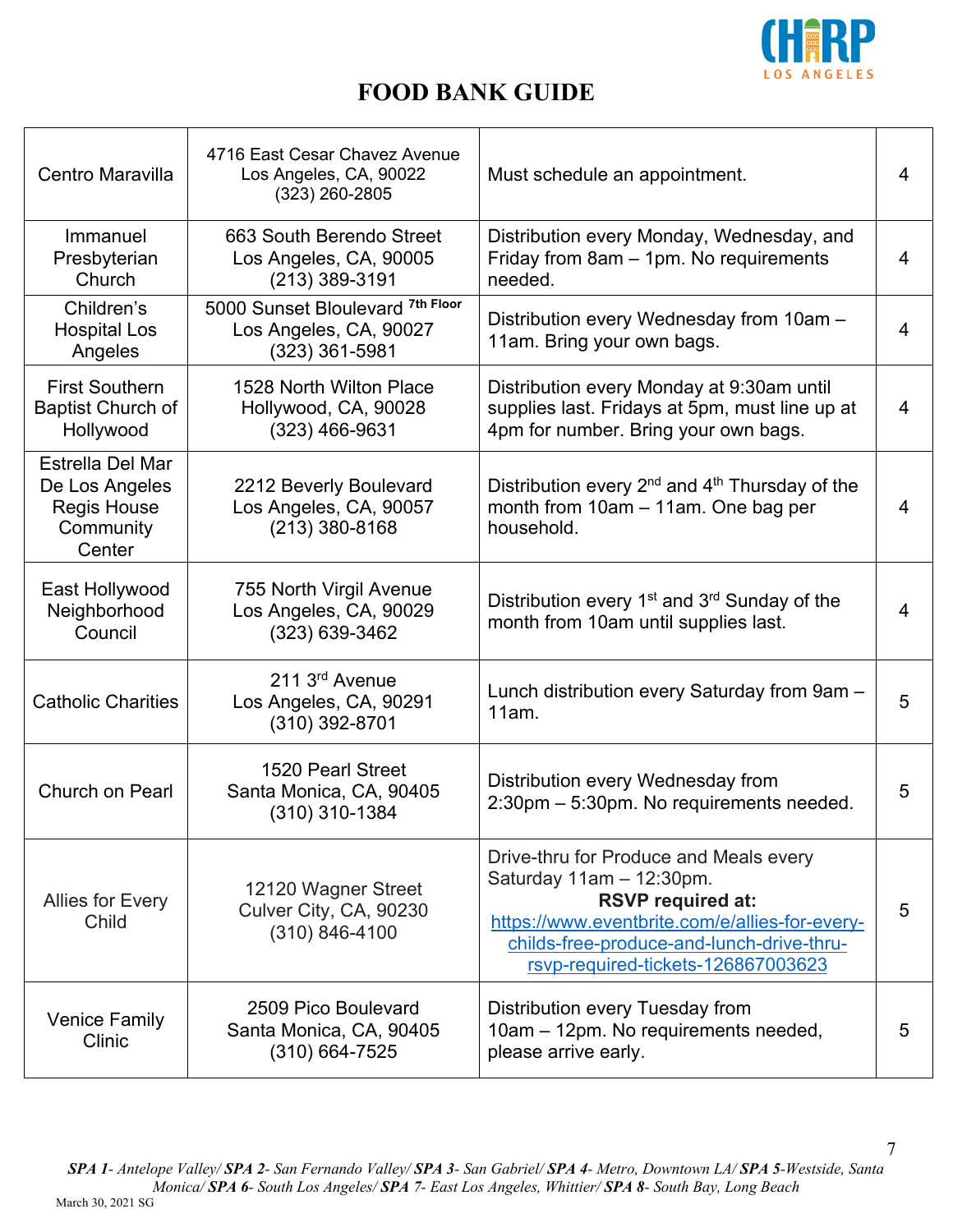# FOOD BANK GUIDE

| Name | Address | Details | SPA |
|---|---|---|---|
| Centro Maravilla | 4716 East Cesar Chavez Avenue Los Angeles, CA, 90022 (323) 260-2805 | Must schedule an appointment. | 4 |
| Immanuel Presbyterian Church | 663 South Berendo Street Los Angeles, CA, 90005 (213) 389-3191 | Distribution every Monday, Wednesday, and Friday from 8am – 1pm. No requirements needed. | 4 |
| Children's Hospital Los Angeles | 5000 Sunset Bloulevard 7th Floor Los Angeles, CA, 90027 (323) 361-5981 | Distribution every Wednesday from 10am – 11am. Bring your own bags. | 4 |
| First Southern Baptist Church of Hollywood | 1528 North Wilton Place Hollywood, CA, 90028 (323) 466-9631 | Distribution every Monday at 9:30am until supplies last. Fridays at 5pm, must line up at 4pm for number. Bring your own bags. | 4 |
| Estrella Del Mar De Los Angeles Regis House Community Center | 2212 Beverly Boulevard Los Angeles, CA, 90057 (213) 380-8168 | Distribution every 2nd and 4th Thursday of the month from 10am – 11am. One bag per household. | 4 |
| East Hollywood Neighborhood Council | 755 North Virgil Avenue Los Angeles, CA, 90029 (323) 639-3462 | Distribution every 1st and 3rd Sunday of the month from 10am until supplies last. | 4 |
| Catholic Charities | 211 3rd Avenue Los Angeles, CA, 90291 (310) 392-8701 | Lunch distribution every Saturday from 9am – 11am. | 5 |
| Church on Pearl | 1520 Pearl Street Santa Monica, CA, 90405 (310) 310-1384 | Distribution every Wednesday from 2:30pm – 5:30pm. No requirements needed. | 5 |
| Allies for Every Child | 12120 Wagner Street Culver City, CA, 90230 (310) 846-4100 | Drive-thru for Produce and Meals every Saturday 11am – 12:30pm. **RSVP required at:** https://www.eventbrite.com/e/allies-for-every-childs-free-produce-and-lunch-drive-thru-rsvp-required-tickets-126867003623 | 5 |
| Venice Family Clinic | 2509 Pico Boulevard Santa Monica, CA, 90405 (310) 664-7525 | Distribution every Tuesday from 10am – 12pm. No requirements needed, please arrive early. | 5 |

***SPA 1**- Antelope Valley/ **SPA 2**- San Fernando Valley/ **SPA 3**- San Gabriel/ **SPA 4**- Metro, Downtown LA/ **SPA 5**-Westside, Santa Monica/ **SPA 6**- South Los Angeles/ **SPA 7**- East Los Angeles, Whittier/ **SPA 8**- South Bay, Long Beach*

March 30, 2021 SG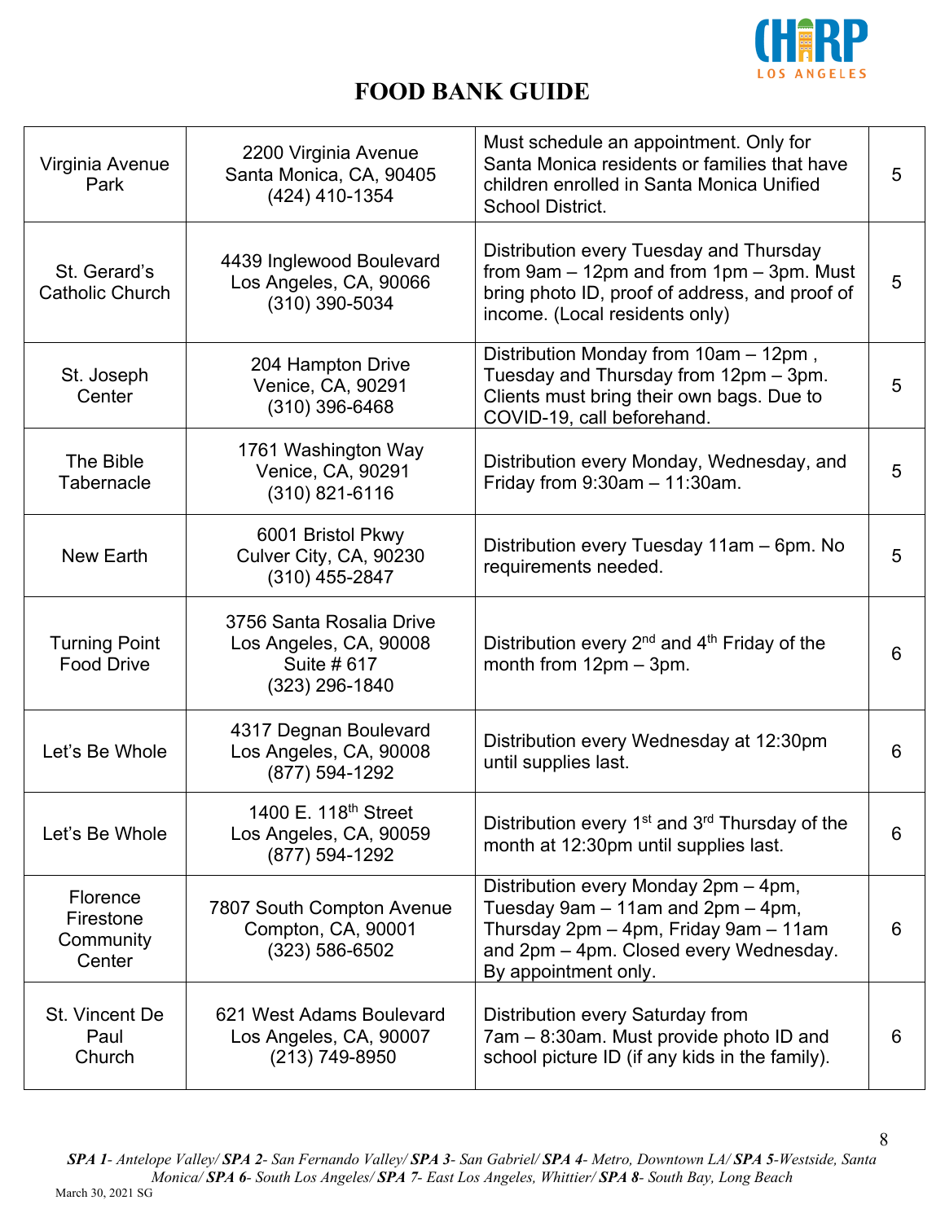# FOOD BANK GUIDE

| | | | |
|---|---|---|---|
| Virginia Avenue Park | 2200 Virginia Avenue Santa Monica, CA, 90405 (424) 410-1354 | Must schedule an appointment. Only for Santa Monica residents or families that have children enrolled in Santa Monica Unified School District. | 5 |
| St. Gerard's Catholic Church | 4439 Inglewood Boulevard Los Angeles, CA, 90066 (310) 390-5034 | Distribution every Tuesday and Thursday from 9am – 12pm and from 1pm – 3pm. Must bring photo ID, proof of address, and proof of income. (Local residents only) | 5 |
| St. Joseph Center | 204 Hampton Drive Venice, CA, 90291 (310) 396-6468 | Distribution Monday from 10am – 12pm , Tuesday and Thursday from 12pm – 3pm. Clients must bring their own bags. Due to COVID-19, call beforehand. | 5 |
| The Bible Tabernacle | 1761 Washington Way Venice, CA, 90291 (310) 821-6116 | Distribution every Monday, Wednesday, and Friday from 9:30am – 11:30am. | 5 |
| New Earth | 6001 Bristol Pkwy Culver City, CA, 90230 (310) 455-2847 | Distribution every Tuesday 11am – 6pm. No requirements needed. | 5 |
| Turning Point Food Drive | 3756 Santa Rosalia Drive Los Angeles, CA, 90008 Suite # 617 (323) 296-1840 | Distribution every 2nd and 4th Friday of the month from 12pm – 3pm. | 6 |
| Let's Be Whole | 4317 Degnan Boulevard Los Angeles, CA, 90008 (877) 594-1292 | Distribution every Wednesday at 12:30pm until supplies last. | 6 |
| Let's Be Whole | 1400 E. 118th Street Los Angeles, CA, 90059 (877) 594-1292 | Distribution every 1st and 3rd Thursday of the month at 12:30pm until supplies last. | 6 |
| Florence Firestone Community Center | 7807 South Compton Avenue Compton, CA, 90001 (323) 586-6502 | Distribution every Monday 2pm – 4pm, Tuesday 9am – 11am and 2pm – 4pm, Thursday 2pm – 4pm, Friday 9am – 11am and 2pm – 4pm. Closed every Wednesday. By appointment only. | 6 |
| St. Vincent De Paul Church | 621 West Adams Boulevard Los Angeles, CA, 90007 (213) 749-8950 | Distribution every Saturday from 7am – 8:30am. Must provide photo ID and school picture ID (if any kids in the family). | 6 |

***SPA 1**- Antelope Valley/ **SPA 2**- San Fernando Valley/ **SPA 3**- San Gabriel/ **SPA 4**- Metro, Downtown LA/ **SPA 5**-Westside, Santa Monica/ **SPA 6**- South Los Angeles/ **SPA 7**- East Los Angeles, Whittier/ **SPA 8**- South Bay, Long Beach*

March 30, 2021 SG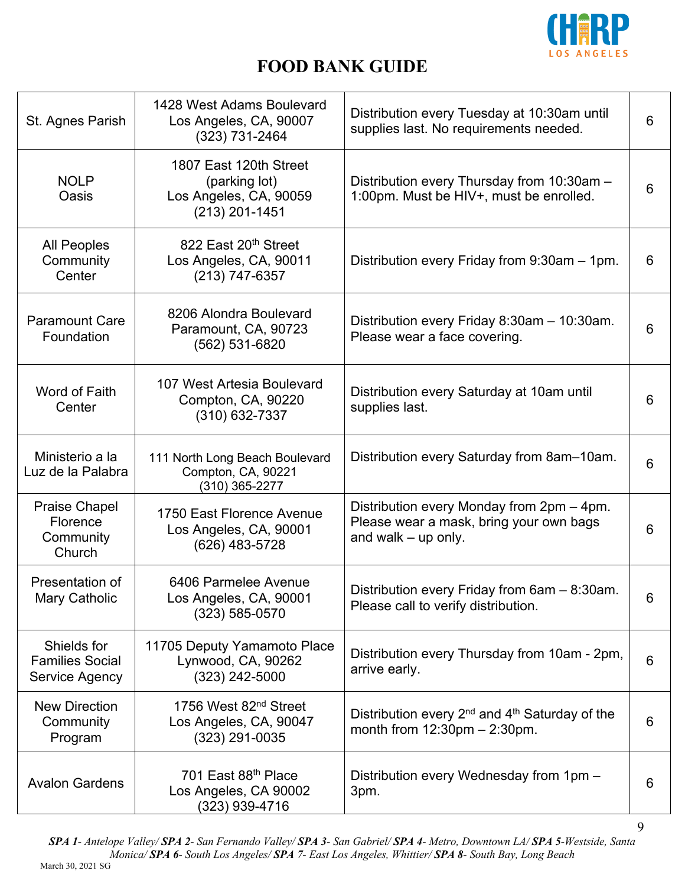# FOOD BANK GUIDE

| | | | |
|---|---|---|---|
| St. Agnes Parish | 1428 West Adams Boulevard<br>Los Angeles, CA, 90007<br>(323) 731-2464 | Distribution every Tuesday at 10:30am until supplies last. No requirements needed. | 6 |
| NOLP<br>Oasis | 1807 East 120th Street<br>(parking lot)<br>Los Angeles, CA, 90059<br>(213) 201-1451 | Distribution every Thursday from 10:30am – 1:00pm. Must be HIV+, must be enrolled. | 6 |
| All Peoples Community Center | 822 East 20th Street<br>Los Angeles, CA, 90011<br>(213) 747-6357 | Distribution every Friday from 9:30am – 1pm. | 6 |
| Paramount Care Foundation | 8206 Alondra Boulevard<br>Paramount, CA, 90723<br>(562) 531-6820 | Distribution every Friday 8:30am – 10:30am. Please wear a face covering. | 6 |
| Word of Faith Center | 107 West Artesia Boulevard<br>Compton, CA, 90220<br>(310) 632-7337 | Distribution every Saturday at 10am until supplies last. | 6 |
| Ministerio a la Luz de la Palabra | 111 North Long Beach Boulevard<br>Compton, CA, 90221<br>(310) 365-2277 | Distribution every Saturday from 8am–10am. | 6 |
| Praise Chapel Florence Community Church | 1750 East Florence Avenue<br>Los Angeles, CA, 90001<br>(626) 483-5728 | Distribution every Monday from 2pm – 4pm. Please wear a mask, bring your own bags and walk – up only. | 6 |
| Presentation of Mary Catholic | 6406 Parmelee Avenue<br>Los Angeles, CA, 90001<br>(323) 585-0570 | Distribution every Friday from 6am – 8:30am. Please call to verify distribution. | 6 |
| Shields for Families Social Service Agency | 11705 Deputy Yamamoto Place<br>Lynwood, CA, 90262<br>(323) 242-5000 | Distribution every Thursday from 10am - 2pm, arrive early. | 6 |
| New Direction Community Program | 1756 West 82nd Street<br>Los Angeles, CA, 90047<br>(323) 291-0035 | Distribution every 2nd and 4th Saturday of the month from 12:30pm – 2:30pm. | 6 |
| Avalon Gardens | 701 East 88th Place<br>Los Angeles, CA 90002<br>(323) 939-4716 | Distribution every Wednesday from 1pm – 3pm. | 6 |

***SPA 1**- Antelope Valley/ **SPA 2**- San Fernando Valley/ **SPA 3**- San Gabriel/ **SPA 4**- Metro, Downtown LA/ **SPA 5**-Westside, Santa Monica/ **SPA 6**- South Los Angeles/ **SPA 7**- East Los Angeles, Whittier/ **SPA 8**- South Bay, Long Beach*

March 30, 2021 SG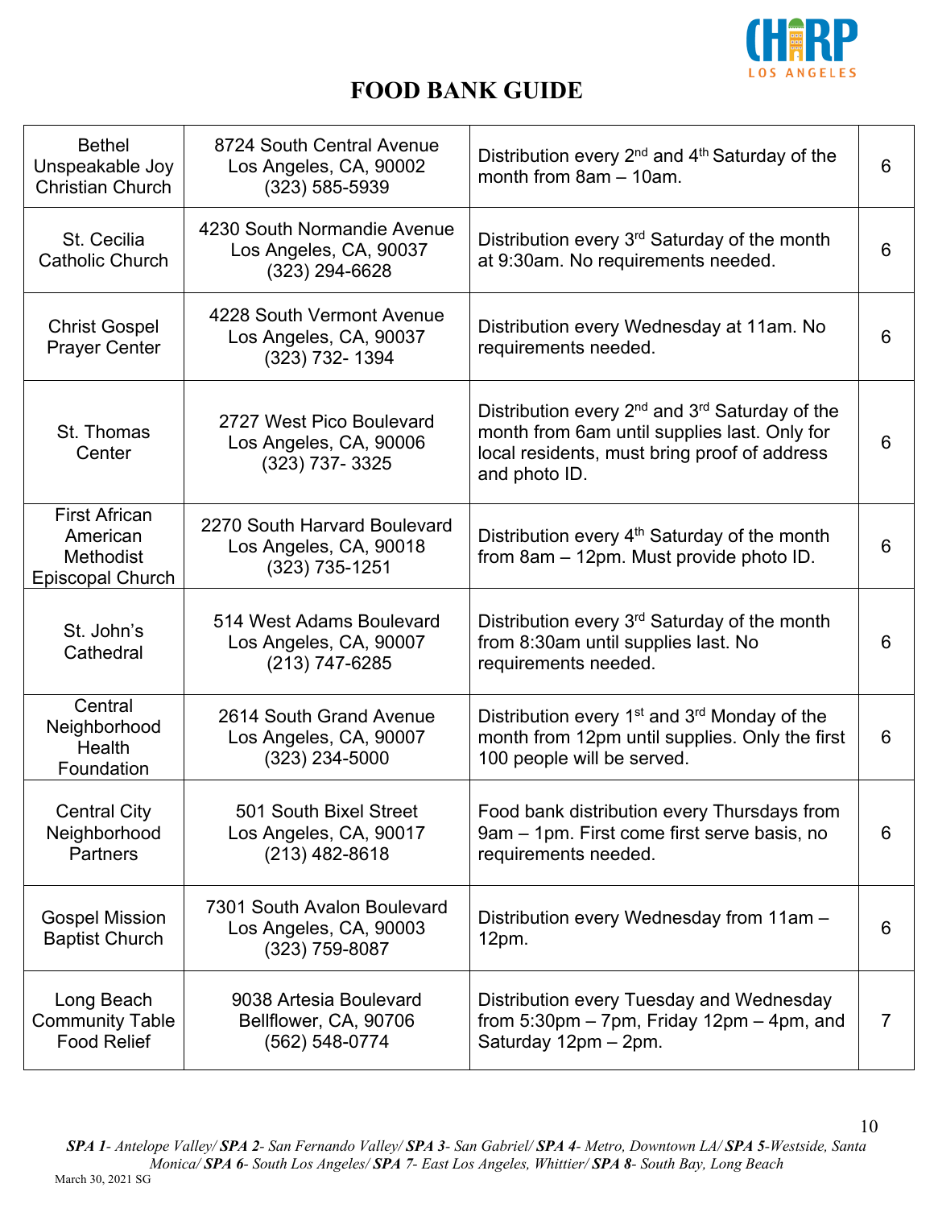# FOOD BANK GUIDE

| | | | |
|---|---|---|---|
| Bethel Unspeakable Joy Christian Church | 8724 South Central Avenue Los Angeles, CA, 90002 (323) 585-5939 | Distribution every 2nd and 4th Saturday of the month from 8am – 10am. | 6 |
| St. Cecilia Catholic Church | 4230 South Normandie Avenue Los Angeles, CA, 90037 (323) 294-6628 | Distribution every 3rd Saturday of the month at 9:30am. No requirements needed. | 6 |
| Christ Gospel Prayer Center | 4228 South Vermont Avenue Los Angeles, CA, 90037 (323) 732- 1394 | Distribution every Wednesday at 11am. No requirements needed. | 6 |
| St. Thomas Center | 2727 West Pico Boulevard Los Angeles, CA, 90006 (323) 737- 3325 | Distribution every 2nd and 3rd Saturday of the month from 6am until supplies last. Only for local residents, must bring proof of address and photo ID. | 6 |
| First African American Methodist Episcopal Church | 2270 South Harvard Boulevard Los Angeles, CA, 90018 (323) 735-1251 | Distribution every 4th Saturday of the month from 8am – 12pm. Must provide photo ID. | 6 |
| St. John's Cathedral | 514 West Adams Boulevard Los Angeles, CA, 90007 (213) 747-6285 | Distribution every 3rd Saturday of the month from 8:30am until supplies last. No requirements needed. | 6 |
| Central Neighborhood Health Foundation | 2614 South Grand Avenue Los Angeles, CA, 90007 (323) 234-5000 | Distribution every 1st and 3rd Monday of the month from 12pm until supplies. Only the first 100 people will be served. | 6 |
| Central City Neighborhood Partners | 501 South Bixel Street Los Angeles, CA, 90017 (213) 482-8618 | Food bank distribution every Thursdays from 9am – 1pm. First come first serve basis, no requirements needed. | 6 |
| Gospel Mission Baptist Church | 7301 South Avalon Boulevard Los Angeles, CA, 90003 (323) 759-8087 | Distribution every Wednesday from 11am – 12pm. | 6 |
| Long Beach Community Table Food Relief | 9038 Artesia Boulevard Bellflower, CA, 90706 (562) 548-0774 | Distribution every Tuesday and Wednesday from 5:30pm – 7pm, Friday 12pm – 4pm, and Saturday 12pm – 2pm. | 7 |

***SPA 1**- Antelope Valley/ **SPA 2**- San Fernando Valley/ **SPA 3**- San Gabriel/ **SPA 4**- Metro, Downtown LA/ **SPA 5**-Westside, Santa Monica/ **SPA 6**- South Los Angeles/ **SPA 7**- East Los Angeles, Whittier/ **SPA 8**- South Bay, Long Beach*

March 30, 2021 SG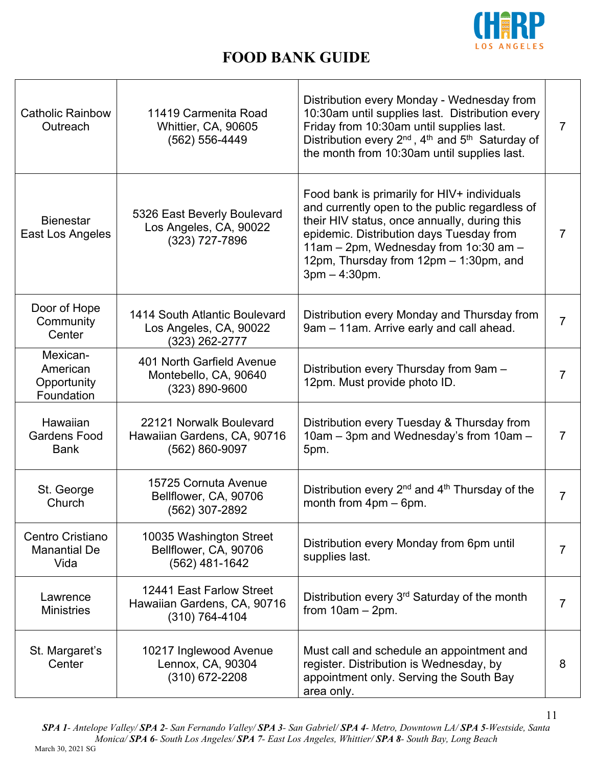# FOOD BANK GUIDE

| | | | |
|---|---|---|---|
| Catholic Rainbow Outreach | 11419 Carmenita Road Whittier, CA, 90605 (562) 556-4449 | Distribution every Monday - Wednesday from 10:30am until supplies last. Distribution every Friday from 10:30am until supplies last. Distribution every 2nd, 4th and 5th Saturday of the month from 10:30am until supplies last. | 7 |
| Bienestar East Los Angeles | 5326 East Beverly Boulevard Los Angeles, CA, 90022 (323) 727-7896 | Food bank is primarily for HIV+ individuals and currently open to the public regardless of their HIV status, once annually, during this epidemic. Distribution days Tuesday from 11am – 2pm, Wednesday from 1o:30 am – 12pm, Thursday from 12pm – 1:30pm, and 3pm – 4:30pm. | 7 |
| Door of Hope Community Center | 1414 South Atlantic Boulevard Los Angeles, CA, 90022 (323) 262-2777 | Distribution every Monday and Thursday from 9am – 11am. Arrive early and call ahead. | 7 |
| Mexican-American Opportunity Foundation | 401 North Garfield Avenue Montebello, CA, 90640 (323) 890-9600 | Distribution every Thursday from 9am – 12pm. Must provide photo ID. | 7 |
| Hawaiian Gardens Food Bank | 22121 Norwalk Boulevard Hawaiian Gardens, CA, 90716 (562) 860-9097 | Distribution every Tuesday & Thursday from 10am – 3pm and Wednesday's from 10am – 5pm. | 7 |
| St. George Church | 15725 Cornuta Avenue Bellflower, CA, 90706 (562) 307-2892 | Distribution every 2nd and 4th Thursday of the month from 4pm – 6pm. | 7 |
| Centro Cristiano Manantial De Vida | 10035 Washington Street Bellflower, CA, 90706 (562) 481-1642 | Distribution every Monday from 6pm until supplies last. | 7 |
| Lawrence Ministries | 12441 East Farlow Street Hawaiian Gardens, CA, 90716 (310) 764-4104 | Distribution every 3rd Saturday of the month from 10am – 2pm. | 7 |
| St. Margaret's Center | 10217 Inglewood Avenue Lennox, CA, 90304 (310) 672-2208 | Must call and schedule an appointment and register. Distribution is Wednesday, by appointment only. Serving the South Bay area only. | 8 |

***SPA 1**- Antelope Valley/ **SPA 2**- San Fernando Valley/ **SPA 3**- San Gabriel/ **SPA 4**- Metro, Downtown LA/ **SPA 5**-Westside, Santa Monica/ **SPA 6**- South Los Angeles/ **SPA 7**- East Los Angeles, Whittier/ **SPA 8**- South Bay, Long Beach*

March 30, 2021 SG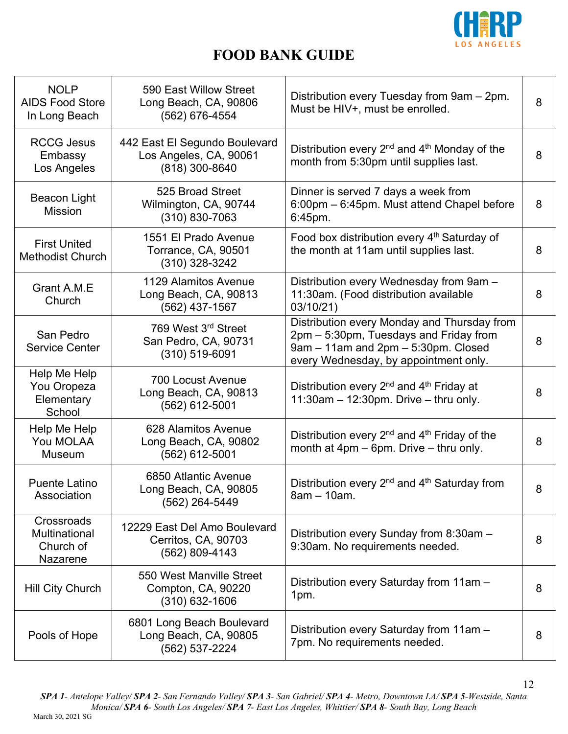# FOOD BANK GUIDE

| | | | |
|---|---|---|---|
| NOLP AIDS Food Store In Long Beach | 590 East Willow Street Long Beach, CA, 90806 (562) 676-4554 | Distribution every Tuesday from 9am – 2pm. Must be HIV+, must be enrolled. | 8 |
| RCCG Jesus Embassy Los Angeles | 442 East El Segundo Boulevard Los Angeles, CA, 90061 (818) 300-8640 | Distribution every 2nd and 4th Monday of the month from 5:30pm until supplies last. | 8 |
| Beacon Light Mission | 525 Broad Street Wilmington, CA, 90744 (310) 830-7063 | Dinner is served 7 days a week from 6:00pm – 6:45pm. Must attend Chapel before 6:45pm. | 8 |
| First United Methodist Church | 1551 El Prado Avenue Torrance, CA, 90501 (310) 328-3242 | Food box distribution every 4th Saturday of the month at 11am until supplies last. | 8 |
| Grant A.M.E Church | 1129 Alamitos Avenue Long Beach, CA, 90813 (562) 437-1567 | Distribution every Wednesday from 9am – 11:30am. (Food distribution available 03/10/21) | 8 |
| San Pedro Service Center | 769 West 3rd Street San Pedro, CA, 90731 (310) 519-6091 | Distribution every Monday and Thursday from 2pm – 5:30pm, Tuesdays and Friday from 9am – 11am and 2pm – 5:30pm. Closed every Wednesday, by appointment only. | 8 |
| Help Me Help You Oropeza Elementary School | 700 Locust Avenue Long Beach, CA, 90813 (562) 612-5001 | Distribution every 2nd and 4th Friday at 11:30am – 12:30pm. Drive – thru only. | 8 |
| Help Me Help You MOLAA Museum | 628 Alamitos Avenue Long Beach, CA, 90802 (562) 612-5001 | Distribution every 2nd and 4th Friday of the month at 4pm – 6pm. Drive – thru only. | 8 |
| Puente Latino Association | 6850 Atlantic Avenue Long Beach, CA, 90805 (562) 264-5449 | Distribution every 2nd and 4th Saturday from 8am – 10am. | 8 |
| Crossroads Multinational Church of Nazarene | 12229 East Del Amo Boulevard Cerritos, CA, 90703 (562) 809-4143 | Distribution every Sunday from 8:30am – 9:30am. No requirements needed. | 8 |
| Hill City Church | 550 West Manville Street Compton, CA, 90220 (310) 632-1606 | Distribution every Saturday from 11am – 1pm. | 8 |
| Pools of Hope | 6801 Long Beach Boulevard Long Beach, CA, 90805 (562) 537-2224 | Distribution every Saturday from 11am – 7pm. No requirements needed. | 8 |

***SPA 1**- Antelope Valley/ **SPA 2**- San Fernando Valley/ **SPA 3**- San Gabriel/ **SPA 4**- Metro, Downtown LA/ **SPA 5**-Westside, Santa Monica/ **SPA 6**- South Los Angeles/ **SPA 7**- East Los Angeles, Whittier/ **SPA 8**- South Bay, Long Beach*

March 30, 2021 SG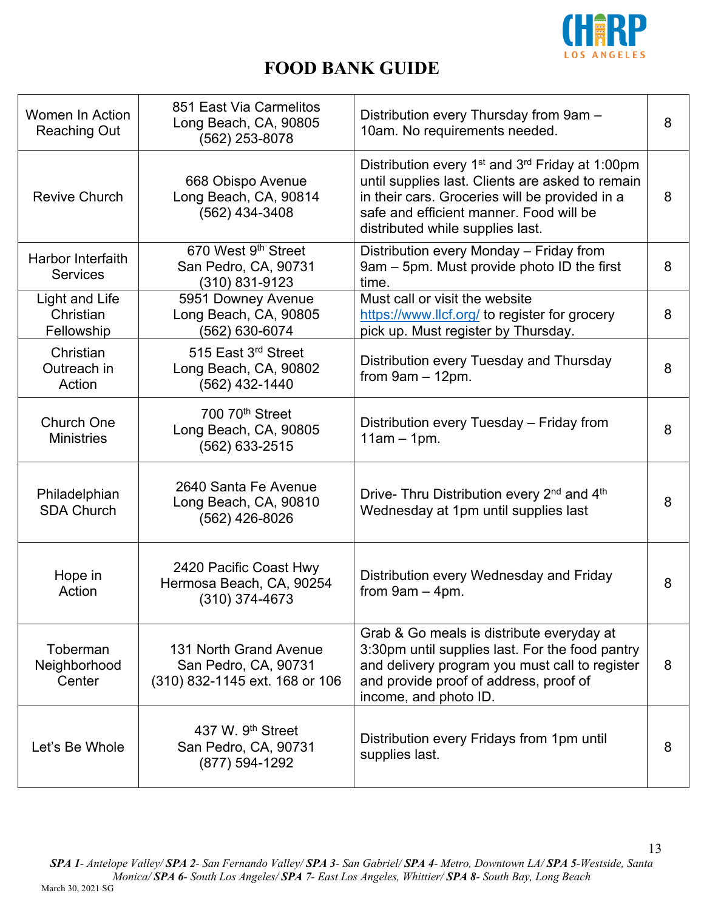# FOOD BANK GUIDE

| | | | |
|---|---|---|---|
| Women In Action Reaching Out | 851 East Via Carmelitos<br>Long Beach, CA, 90805<br>(562) 253-8078 | Distribution every Thursday from 9am – 10am. No requirements needed. | 8 |
| Revive Church | 668 Obispo Avenue<br>Long Beach, CA, 90814<br>(562) 434-3408 | Distribution every 1st and 3rd Friday at 1:00pm until supplies last. Clients are asked to remain in their cars. Groceries will be provided in a safe and efficient manner. Food will be distributed while supplies last. | 8 |
| Harbor Interfaith Services | 670 West 9th Street<br>San Pedro, CA, 90731<br>(310) 831-9123 | Distribution every Monday – Friday from 9am – 5pm. Must provide photo ID the first time. | 8 |
| Light and Life Christian Fellowship | 5951 Downey Avenue<br>Long Beach, CA, 90805<br>(562) 630-6074 | Must call or visit the website https://www.llcf.org/ to register for grocery pick up. Must register by Thursday. | 8 |
| Christian Outreach in Action | 515 East 3rd Street<br>Long Beach, CA, 90802<br>(562) 432-1440 | Distribution every Tuesday and Thursday from 9am – 12pm. | 8 |
| Church One Ministries | 700 70th Street<br>Long Beach, CA, 90805<br>(562) 633-2515 | Distribution every Tuesday – Friday from 11am – 1pm. | 8 |
| Philadelphian SDA Church | 2640 Santa Fe Avenue<br>Long Beach, CA, 90810<br>(562) 426-8026 | Drive- Thru Distribution every 2nd and 4th Wednesday at 1pm until supplies last | 8 |
| Hope in Action | 2420 Pacific Coast Hwy<br>Hermosa Beach, CA, 90254<br>(310) 374-4673 | Distribution every Wednesday and Friday from 9am – 4pm. | 8 |
| Toberman Neighborhood Center | 131 North Grand Avenue<br>San Pedro, CA, 90731<br>(310) 832-1145 ext. 168 or 106 | Grab & Go meals is distribute everyday at 3:30pm until supplies last. For the food pantry and delivery program you must call to register and provide proof of address, proof of income, and photo ID. | 8 |
| Let's Be Whole | 437 W. 9th Street<br>San Pedro, CA, 90731<br>(877) 594-1292 | Distribution every Fridays from 1pm until supplies last. | 8 |

***SPA 1**- Antelope Valley/ **SPA 2**- San Fernando Valley/ **SPA 3**- San Gabriel/ **SPA 4**- Metro, Downtown LA/ **SPA 5**-Westside, Santa Monica/ **SPA 6**- South Los Angeles/ **SPA 7**- East Los Angeles, Whittier/ **SPA 8**- South Bay, Long Beach*

March 30, 2021 SG